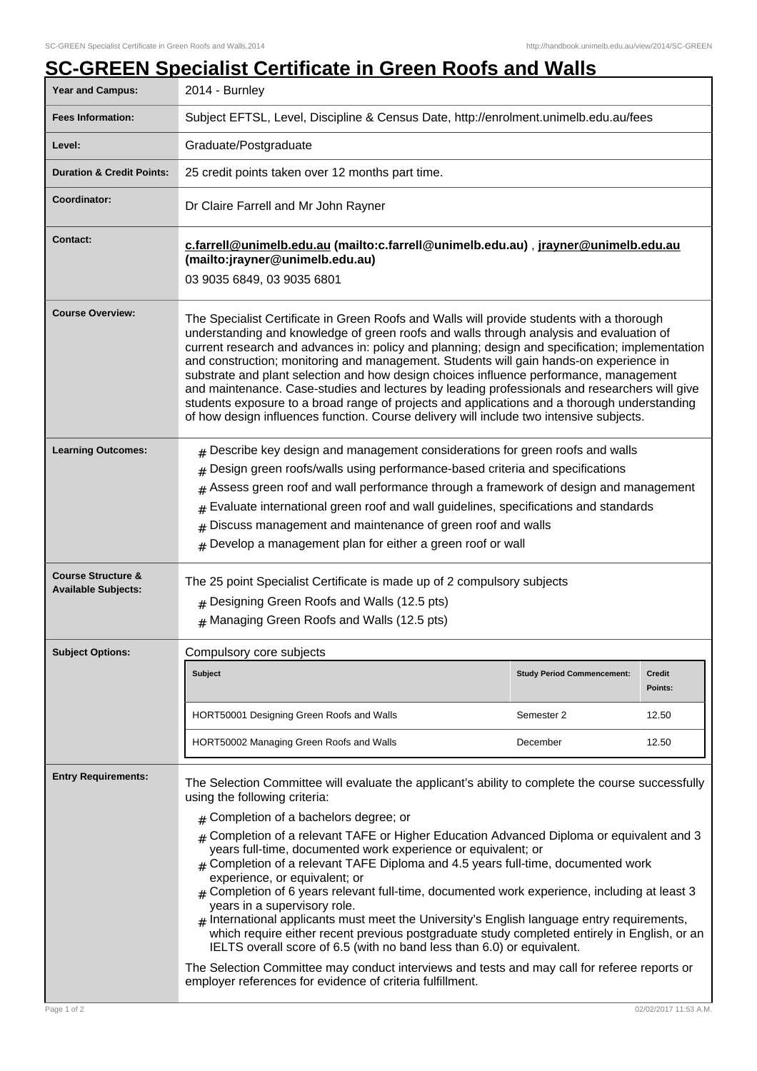# SC-GREEN Specialist Certificate in Green Roofs and Walls

| | |
|---|---|
| **Year and Campus:** | 2014 - Burnley |
| **Fees Information:** | Subject EFTSL, Level, Discipline & Census Date, http://enrolment.unimelb.edu.au/fees |
| **Level:** | Graduate/Postgraduate |
| **Duration & Credit Points:** | 25 credit points taken over 12 months part time. |
| **Coordinator:** | Dr Claire Farrell and Mr John Rayner |
| **Contact:** | **c.farrell@unimelb.edu.au (mailto:c.farrell@unimelb.edu.au)** , **jrayner@unimelb.edu.au (mailto:jrayner@unimelb.edu.au)**<br>03 9035 6849, 03 9035 6801 |
| **Course Overview:** | The Specialist Certificate in Green Roofs and Walls will provide students with a thorough understanding and knowledge of green roofs and walls through analysis and evaluation of current research and advances in: policy and planning; design and specification; implementation and construction; monitoring and management. Students will gain hands-on experience in substrate and plant selection and how design choices influence performance, management and maintenance. Case-studies and lectures by leading professionals and researchers will give students exposure to a broad range of projects and applications and a thorough understanding of how design influences function. Course delivery will include two intensive subjects. |
| **Learning Outcomes:** | # Describe key design and management considerations for green roofs and walls<br># Design green roofs/walls using performance-based criteria and specifications<br># Assess green roof and wall performance through a framework of design and management<br># Evaluate international green roof and wall guidelines, specifications and standards<br># Discuss management and maintenance of green roof and walls<br># Develop a management plan for either a green roof or wall |
| **Course Structure & Available Subjects:** | The 25 point Specialist Certificate is made up of 2 compulsory subjects<br># Designing Green Roofs and Walls (12.5 pts)<br># Managing Green Roofs and Walls (12.5 pts) |
| **Subject Options:** | Compulsory core subjects |

| Subject | Study Period Commencement: | Credit Points: |
|---|---|---|
| HORT50001 Designing Green Roofs and Walls | Semester 2 | 12.50 |
| HORT50002 Managing Green Roofs and Walls | December | 12.50 |

**Entry Requirements:**

The Selection Committee will evaluate the applicant's ability to complete the course successfully using the following criteria:

# Completion of a bachelors degree; or
# Completion of a relevant TAFE or Higher Education Advanced Diploma or equivalent and 3 years full-time, documented work experience or equivalent; or
# Completion of a relevant TAFE Diploma and 4.5 years full-time, documented work experience, or equivalent; or
# Completion of 6 years relevant full-time, documented work experience, including at least 3 years in a supervisory role.
# International applicants must meet the University's English language entry requirements, which require either recent previous postgraduate study completed entirely in English, or an IELTS overall score of 6.5 (with no band less than 6.0) or equivalent.

The Selection Committee may conduct interviews and tests and may call for referee reports or employer references for evidence of criteria fulfillment.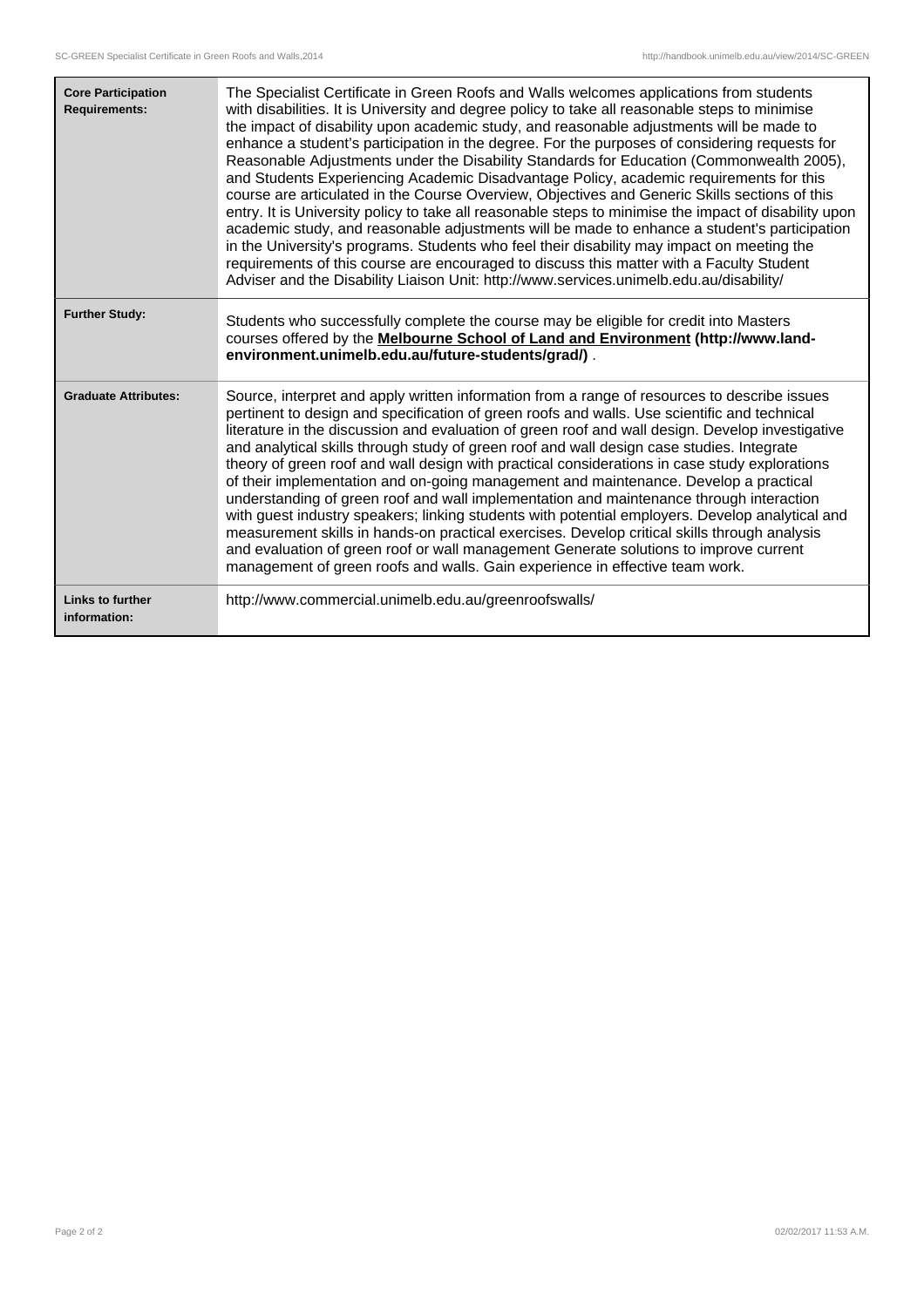| | |
|---|---|
| **Core Participation Requirements:** | The Specialist Certificate in Green Roofs and Walls welcomes applications from students with disabilities. It is University and degree policy to take all reasonable steps to minimise the impact of disability upon academic study, and reasonable adjustments will be made to enhance a student's participation in the degree. For the purposes of considering requests for Reasonable Adjustments under the Disability Standards for Education (Commonwealth 2005), and Students Experiencing Academic Disadvantage Policy, academic requirements for this course are articulated in the Course Overview, Objectives and Generic Skills sections of this entry. It is University policy to take all reasonable steps to minimise the impact of disability upon academic study, and reasonable adjustments will be made to enhance a student's participation in the University's programs. Students who feel their disability may impact on meeting the requirements of this course are encouraged to discuss this matter with a Faculty Student Adviser and the Disability Liaison Unit: http://www.services.unimelb.edu.au/disability/ |
| **Further Study:** | Students who successfully complete the course may be eligible for credit into Masters courses offered by the **Melbourne School of Land and Environment (http://www.land-environment.unimelb.edu.au/future-students/grad/)** . |
| **Graduate Attributes:** | Source, interpret and apply written information from a range of resources to describe issues pertinent to design and specification of green roofs and walls. Use scientific and technical literature in the discussion and evaluation of green roof and wall design. Develop investigative and analytical skills through study of green roof and wall design case studies. Integrate theory of green roof and wall design with practical considerations in case study explorations of their implementation and on-going management and maintenance. Develop a practical understanding of green roof and wall implementation and maintenance through interaction with guest industry speakers; linking students with potential employers. Develop analytical and measurement skills in hands-on practical exercises. Develop critical skills through analysis and evaluation of green roof or wall management Generate solutions to improve current management of green roofs and walls. Gain experience in effective team work. |
| **Links to further information:** | http://www.commercial.unimelb.edu.au/greenroofswalls/ |